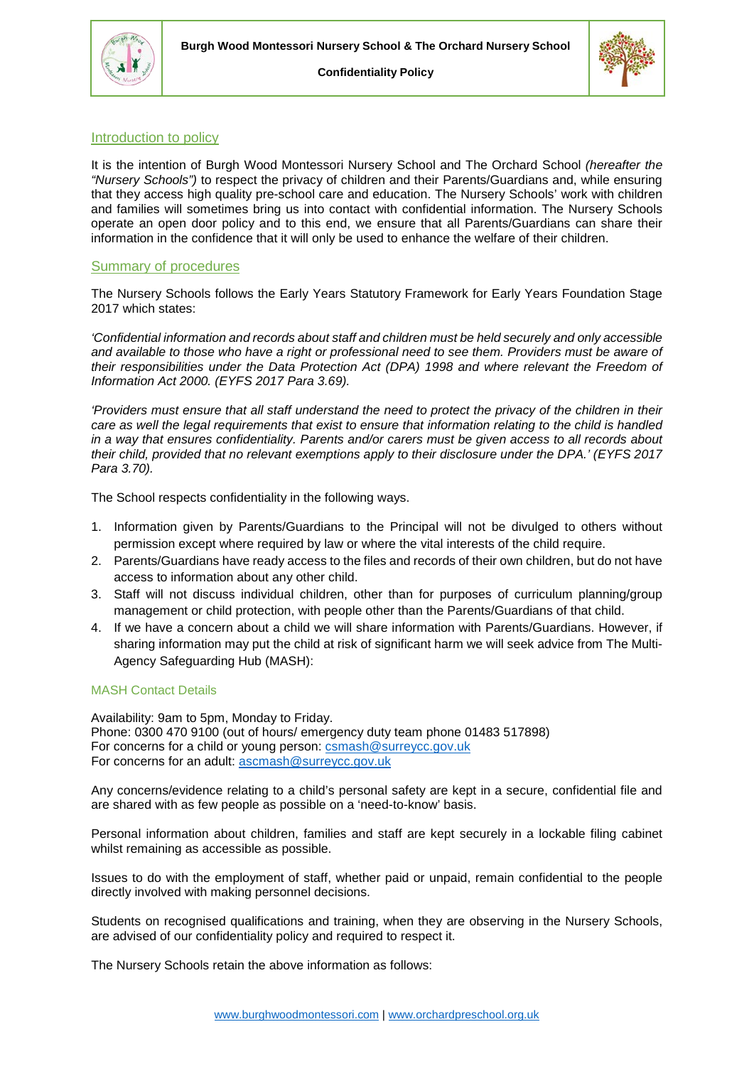# Burgh Wood Montessori Nursery School & The Orchard Nursery School

## Confidentiality Policy

### Introduction to policy

It is the intention of Burgh Wood Montessori Nursery School and The Orchard School *(hereafter the "Nursery Schools")* to respect the privacy of children and their Parents/Guardians and, while ensuring that they access high quality pre-school care and education. The Nursery Schools' work with children and families will sometimes bring us into contact with confidential information. The Nursery Schools operate an open door policy and to this end, we ensure that all Parents/Guardians can share their information in the confidence that it will only be used to enhance the welfare of their children.

### Summary of procedures

The Nursery Schools follows the Early Years Statutory Framework for Early Years Foundation Stage 2017 which states:

*'Confidential information and records about staff and children must be held securely and only accessible and available to those who have a right or professional need to see them. Providers must be aware of their responsibilities under the Data Protection Act (DPA) 1998 and where relevant the Freedom of Information Act 2000. (EYFS 2017 Para 3.69).*

*'Providers must ensure that all staff understand the need to protect the privacy of the children in their care as well the legal requirements that exist to ensure that information relating to the child is handled in a way that ensures confidentiality. Parents and/or carers must be given access to all records about their child, provided that no relevant exemptions apply to their disclosure under the DPA.' (EYFS 2017 Para 3.70).*

The School respects confidentiality in the following ways.

1. Information given by Parents/Guardians to the Principal will not be divulged to others without permission except where required by law or where the vital interests of the child require.
2. Parents/Guardians have ready access to the files and records of their own children, but do not have access to information about any other child.
3. Staff will not discuss individual children, other than for purposes of curriculum planning/group management or child protection, with people other than the Parents/Guardians of that child.
4. If we have a concern about a child we will share information with Parents/Guardians. However, if sharing information may put the child at risk of significant harm we will seek advice from The Multi-Agency Safeguarding Hub (MASH):

#### MASH Contact Details

Availability: 9am to 5pm, Monday to Friday.
Phone: 0300 470 9100 (out of hours/ emergency duty team phone 01483 517898)
For concerns for a child or young person: csmash@surreycc.gov.uk
For concerns for an adult: ascmash@surreycc.gov.uk

Any concerns/evidence relating to a child's personal safety are kept in a secure, confidential file and are shared with as few people as possible on a 'need-to-know' basis.

Personal information about children, families and staff are kept securely in a lockable filing cabinet whilst remaining as accessible as possible.

Issues to do with the employment of staff, whether paid or unpaid, remain confidential to the people directly involved with making personnel decisions.

Students on recognised qualifications and training, when they are observing in the Nursery Schools, are advised of our confidentiality policy and required to respect it.

The Nursery Schools retain the above information as follows: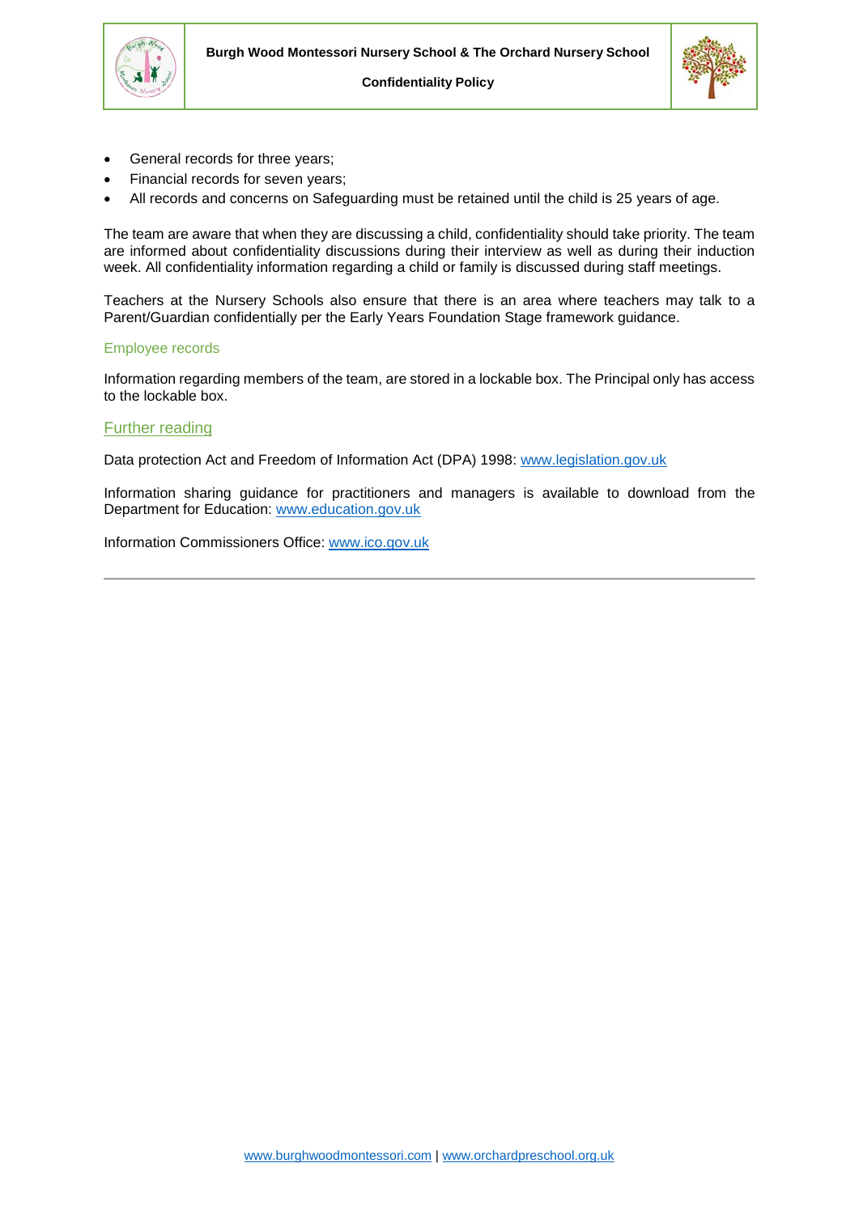- General records for three years;
- Financial records for seven years;
- All records and concerns on Safeguarding must be retained until the child is 25 years of age.

The team are aware that when they are discussing a child, confidentiality should take priority. The team are informed about confidentiality discussions during their interview as well as during their induction week. All confidentiality information regarding a child or family is discussed during staff meetings.

Teachers at the Nursery Schools also ensure that there is an area where teachers may talk to a Parent/Guardian confidentially per the Early Years Foundation Stage framework guidance.

### Employee records

Information regarding members of the team, are stored in a lockable box. The Principal only has access to the lockable box.

## Further reading

Data protection Act and Freedom of Information Act (DPA) 1998: www.legislation.gov.uk

Information sharing guidance for practitioners and managers is available to download from the Department for Education: www.education.gov.uk

Information Commissioners Office: www.ico.gov.uk